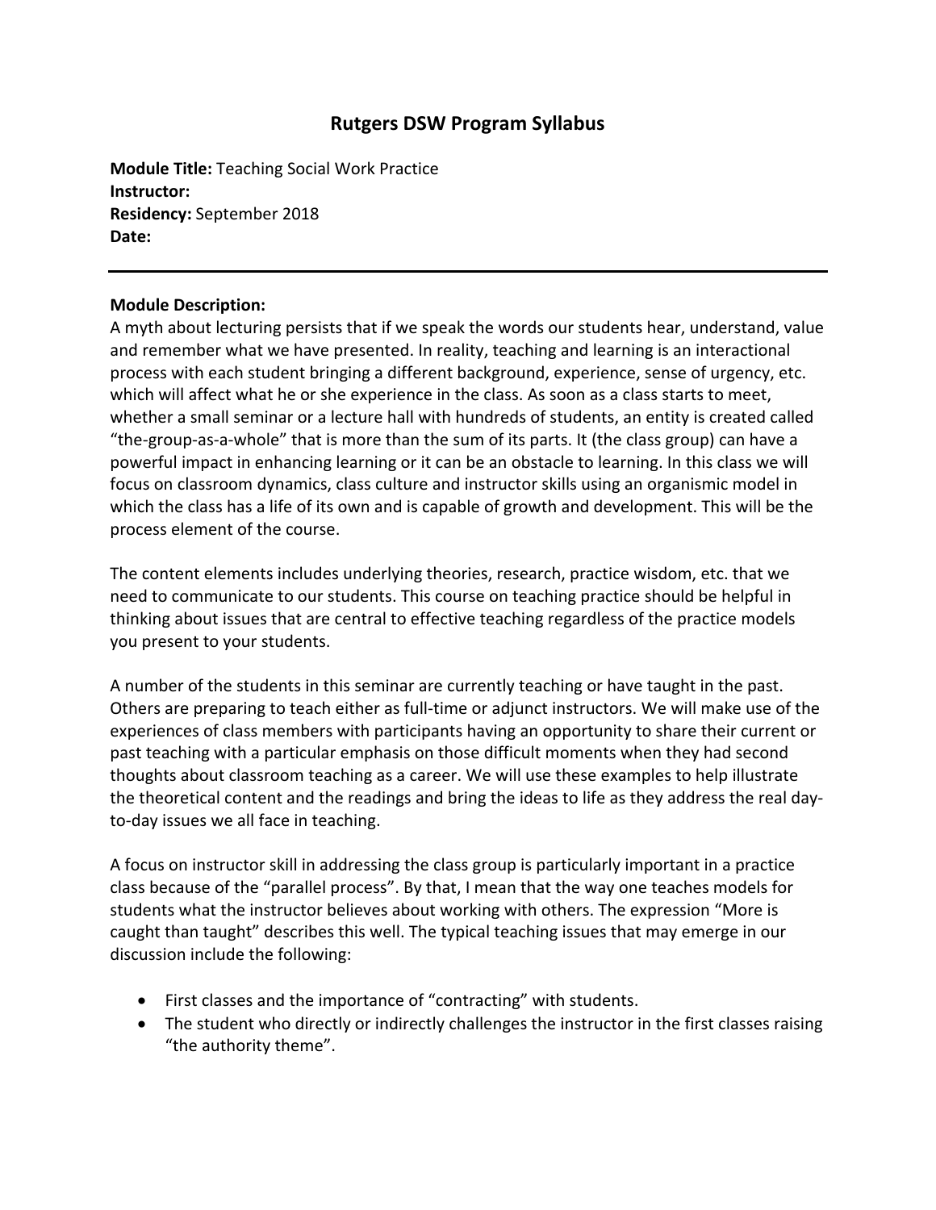# Rutgers DSW Program Syllabus

**Module Title:** Teaching Social Work Practice
**Instructor:**
**Residency:** September 2018
**Date:**

---

**Module Description:**
A myth about lecturing persists that if we speak the words our students hear, understand, value and remember what we have presented. In reality, teaching and learning is an interactional process with each student bringing a different background, experience, sense of urgency, etc. which will affect what he or she experience in the class. As soon as a class starts to meet, whether a small seminar or a lecture hall with hundreds of students, an entity is created called "the-group-as-a-whole" that is more than the sum of its parts. It (the class group) can have a powerful impact in enhancing learning or it can be an obstacle to learning. In this class we will focus on classroom dynamics, class culture and instructor skills using an organismic model in which the class has a life of its own and is capable of growth and development. This will be the process element of the course.

The content elements includes underlying theories, research, practice wisdom, etc. that we need to communicate to our students. This course on teaching practice should be helpful in thinking about issues that are central to effective teaching regardless of the practice models you present to your students.

A number of the students in this seminar are currently teaching or have taught in the past. Others are preparing to teach either as full-time or adjunct instructors. We will make use of the experiences of class members with participants having an opportunity to share their current or past teaching with a particular emphasis on those difficult moments when they had second thoughts about classroom teaching as a career. We will use these examples to help illustrate the theoretical content and the readings and bring the ideas to life as they address the real day-to-day issues we all face in teaching.

A focus on instructor skill in addressing the class group is particularly important in a practice class because of the "parallel process". By that, I mean that the way one teaches models for students what the instructor believes about working with others. The expression "More is caught than taught" describes this well. The typical teaching issues that may emerge in our discussion include the following:

- First classes and the importance of "contracting" with students.
- The student who directly or indirectly challenges the instructor in the first classes raising "the authority theme".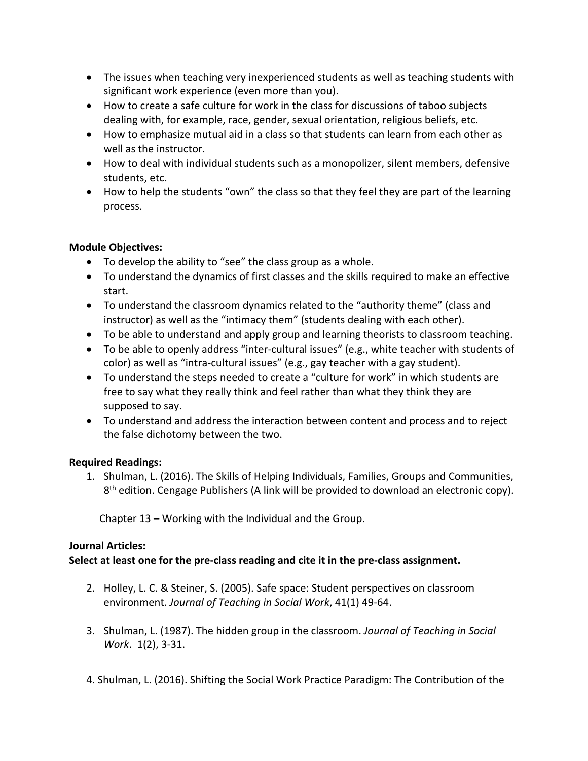- The issues when teaching very inexperienced students as well as teaching students with significant work experience (even more than you).
- How to create a safe culture for work in the class for discussions of taboo subjects dealing with, for example, race, gender, sexual orientation, religious beliefs, etc.
- How to emphasize mutual aid in a class so that students can learn from each other as well as the instructor.
- How to deal with individual students such as a monopolizer, silent members, defensive students, etc.
- How to help the students "own" the class so that they feel they are part of the learning process.

**Module Objectives:**

- To develop the ability to "see" the class group as a whole.
- To understand the dynamics of first classes and the skills required to make an effective start.
- To understand the classroom dynamics related to the "authority theme" (class and instructor) as well as the "intimacy them" (students dealing with each other).
- To be able to understand and apply group and learning theorists to classroom teaching.
- To be able to openly address "inter-cultural issues" (e.g., white teacher with students of color) as well as "intra-cultural issues" (e.g., gay teacher with a gay student).
- To understand the steps needed to create a "culture for work" in which students are free to say what they really think and feel rather than what they think they are supposed to say.
- To understand and address the interaction between content and process and to reject the false dichotomy between the two.

**Required Readings:**

1. Shulman, L. (2016). The Skills of Helping Individuals, Families, Groups and Communities, 8th edition. Cengage Publishers (A link will be provided to download an electronic copy).

   Chapter 13 – Working with the Individual and the Group.

**Journal Articles:**
**Select at least one for the pre-class reading and cite it in the pre-class assignment.**

2. Holley, L. C. & Steiner, S. (2005). Safe space: Student perspectives on classroom environment. *Journal of Teaching in Social Work*, 41(1) 49-64.

3. Shulman, L. (1987). The hidden group in the classroom. *Journal of Teaching in Social Work*. 1(2), 3-31.

4. Shulman, L. (2016). Shifting the Social Work Practice Paradigm: The Contribution of the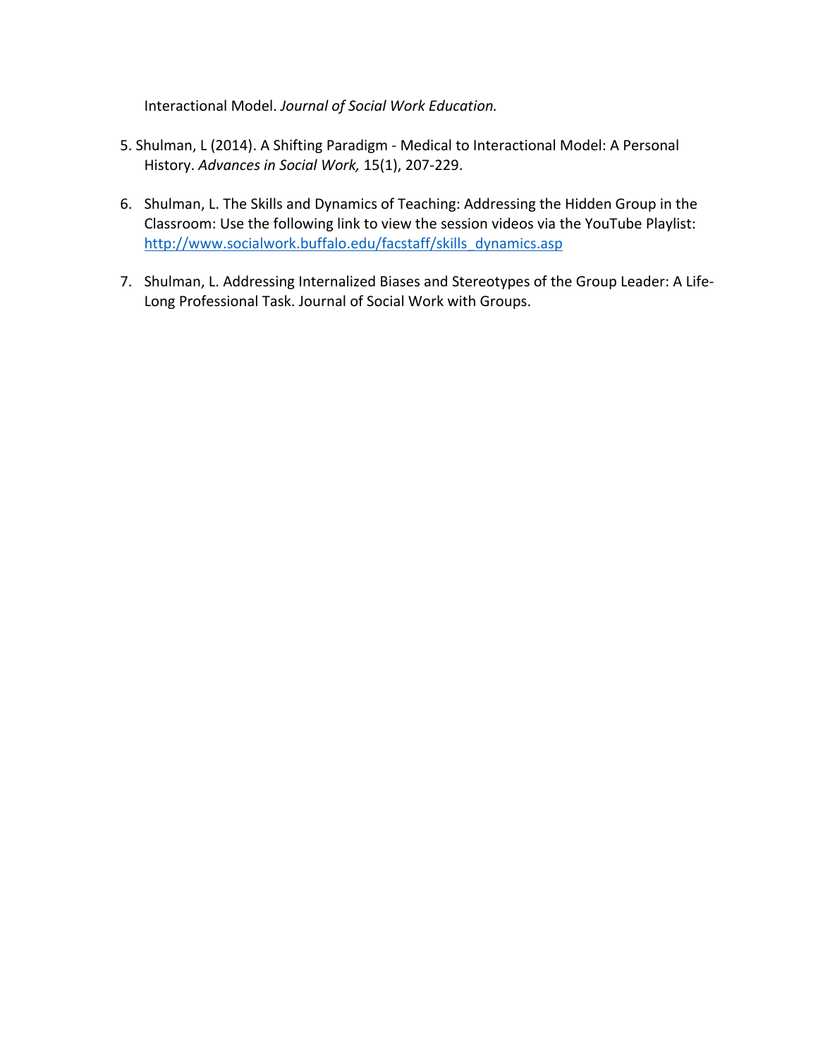Interactional Model. *Journal of Social Work Education.*

5. Shulman, L (2014). A Shifting Paradigm - Medical to Interactional Model: A Personal History. *Advances in Social Work,* 15(1), 207-229.

6. Shulman, L. The Skills and Dynamics of Teaching: Addressing the Hidden Group in the Classroom: Use the following link to view the session videos via the YouTube Playlist: [http://www.socialwork.buffalo.edu/facstaff/skills_dynamics.asp](http://www.socialwork.buffalo.edu/facstaff/skills_dynamics.asp)

7. Shulman, L. Addressing Internalized Biases and Stereotypes of the Group Leader: A Life-Long Professional Task. Journal of Social Work with Groups.